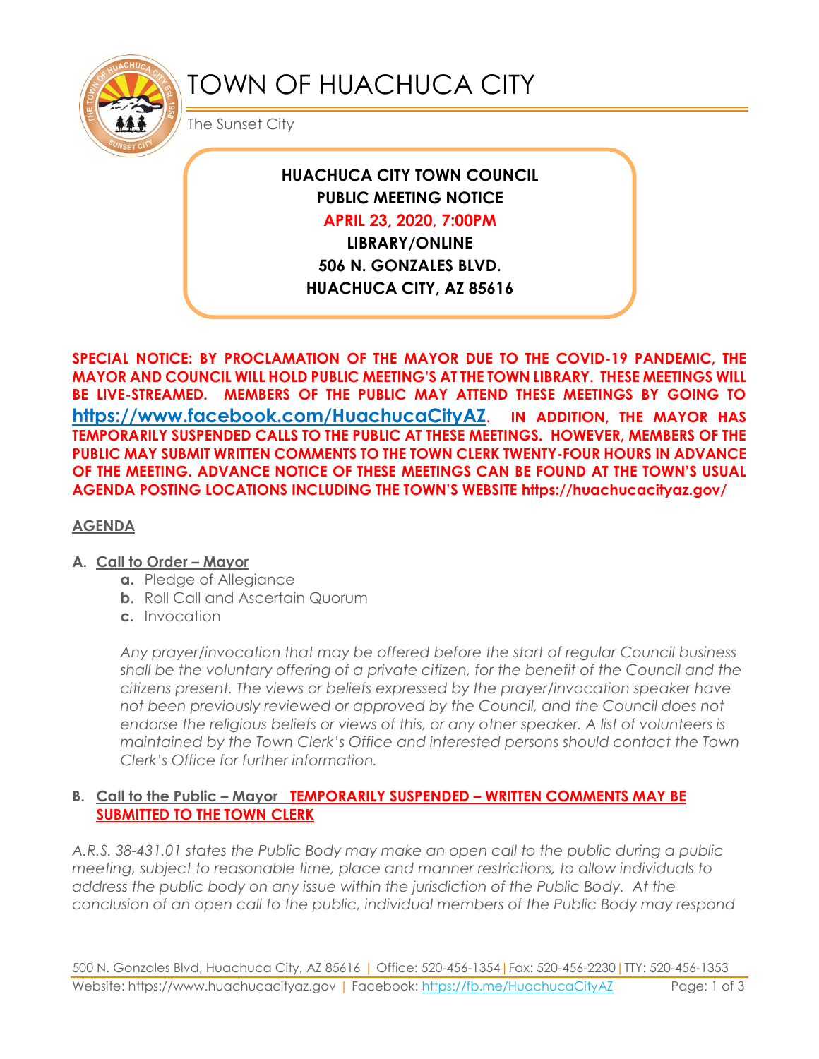# TOWN OF HUACHUCA CITY

The Sunset City

**HUACHUCA CITY TOWN COUNCIL**
**PUBLIC MEETING NOTICE**
**APRIL 23, 2020, 7:00PM**
**LIBRARY/ONLINE**
**506 N. GONZALES BLVD.**
**HUACHUCA CITY, AZ 85616**

**SPECIAL NOTICE: BY PROCLAMATION OF THE MAYOR DUE TO THE COVID-19 PANDEMIC, THE MAYOR AND COUNCIL WILL HOLD PUBLIC MEETING'S AT THE TOWN LIBRARY. THESE MEETINGS WILL BE LIVE-STREAMED. MEMBERS OF THE PUBLIC MAY ATTEND THESE MEETINGS BY GOING TO [https://www.facebook.com/HuachucaCityAZ](https://www.facebook.com/HuachucaCityAZ). IN ADDITION, THE MAYOR HAS TEMPORARILY SUSPENDED CALLS TO THE PUBLIC AT THESE MEETINGS. HOWEVER, MEMBERS OF THE PUBLIC MAY SUBMIT WRITTEN COMMENTS TO THE TOWN CLERK TWENTY-FOUR HOURS IN ADVANCE OF THE MEETING. ADVANCE NOTICE OF THESE MEETINGS CAN BE FOUND AT THE TOWN'S USUAL AGENDA POSTING LOCATIONS INCLUDING THE TOWN'S WEBSITE https://huachucacityaz.gov/**

## AGENDA

**A. Call to Order – Mayor**

- **a.** Pledge of Allegiance
- **b.** Roll Call and Ascertain Quorum
- **c.** Invocation

*Any prayer/invocation that may be offered before the start of regular Council business shall be the voluntary offering of a private citizen, for the benefit of the Council and the citizens present. The views or beliefs expressed by the prayer/invocation speaker have not been previously reviewed or approved by the Council, and the Council does not endorse the religious beliefs or views of this, or any other speaker. A list of volunteers is maintained by the Town Clerk's Office and interested persons should contact the Town Clerk's Office for further information.*

**B. Call to the Public – Mayor TEMPORARILY SUSPENDED – WRITTEN COMMENTS MAY BE SUBMITTED TO THE TOWN CLERK**

*A.R.S. 38-431.01 states the Public Body may make an open call to the public during a public meeting, subject to reasonable time, place and manner restrictions, to allow individuals to address the public body on any issue within the jurisdiction of the Public Body. At the conclusion of an open call to the public, individual members of the Public Body may respond*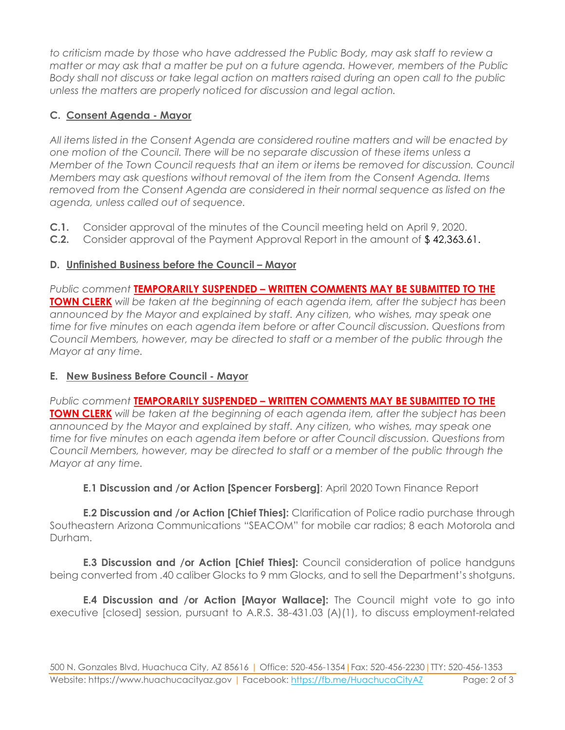*to criticism made by those who have addressed the Public Body, may ask staff to review a matter or may ask that a matter be put on a future agenda. However, members of the Public Body shall not discuss or take legal action on matters raised during an open call to the public unless the matters are properly noticed for discussion and legal action.*

## C. Consent Agenda - Mayor

*All items listed in the Consent Agenda are considered routine matters and will be enacted by one motion of the Council. There will be no separate discussion of these items unless a Member of the Town Council requests that an item or items be removed for discussion. Council Members may ask questions without removal of the item from the Consent Agenda. Items removed from the Consent Agenda are considered in their normal sequence as listed on the agenda, unless called out of sequence.*

**C.1.** Consider approval of the minutes of the Council meeting held on April 9, 2020.

**C.2.** Consider approval of the Payment Approval Report in the amount of $ 42,363.61.

## D. Unfinished Business before the Council – Mayor

*Public comment* **TEMPORARILY SUSPENDED – WRITTEN COMMENTS MAY BE SUBMITTED TO THE TOWN CLERK** *will be taken at the beginning of each agenda item, after the subject has been announced by the Mayor and explained by staff. Any citizen, who wishes, may speak one time for five minutes on each agenda item before or after Council discussion. Questions from Council Members, however, may be directed to staff or a member of the public through the Mayor at any time.*

## E. New Business Before Council - Mayor

*Public comment* **TEMPORARILY SUSPENDED – WRITTEN COMMENTS MAY BE SUBMITTED TO THE TOWN CLERK** *will be taken at the beginning of each agenda item, after the subject has been announced by the Mayor and explained by staff. Any citizen, who wishes, may speak one time for five minutes on each agenda item before or after Council discussion. Questions from Council Members, however, may be directed to staff or a member of the public through the Mayor at any time.*

**E.1 Discussion and /or Action [Spencer Forsberg]**: April 2020 Town Finance Report

**E.2 Discussion and /or Action [Chief Thies]:** Clarification of Police radio purchase through Southeastern Arizona Communications "SEACOM" for mobile car radios; 8 each Motorola and Durham.

**E.3 Discussion and /or Action [Chief Thies]:** Council consideration of police handguns being converted from .40 caliber Glocks to 9 mm Glocks, and to sell the Department's shotguns.

**E.4 Discussion and /or Action [Mayor Wallace]:** The Council might vote to go into executive [closed] session, pursuant to A.R.S. 38-431.03 (A)(1), to discuss employment-related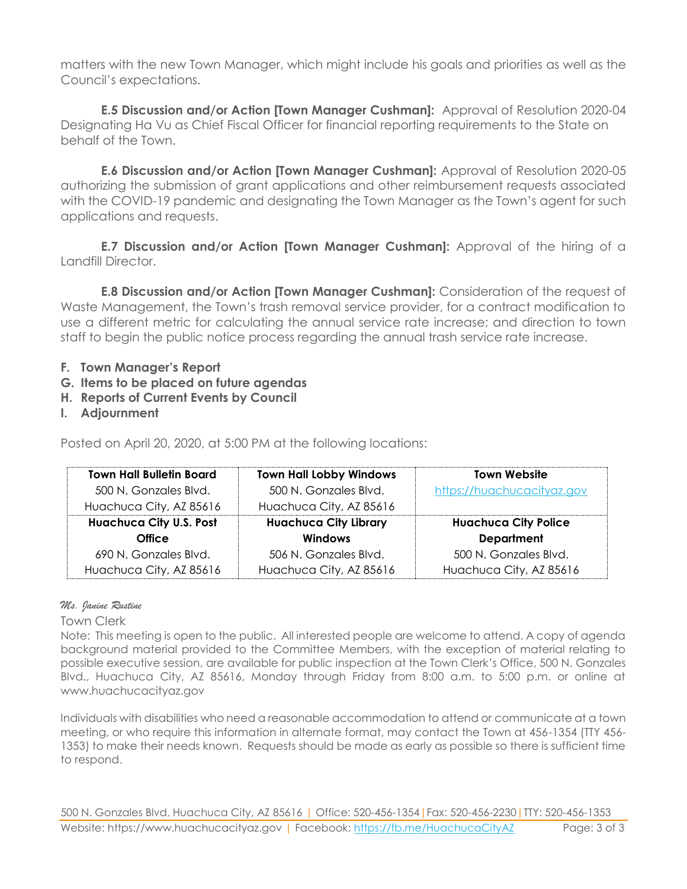matters with the new Town Manager, which might include his goals and priorities as well as the Council's expectations.

**E.5 Discussion and/or Action [Town Manager Cushman]:** Approval of Resolution 2020-04 Designating Ha Vu as Chief Fiscal Officer for financial reporting requirements to the State on behalf of the Town.

**E.6 Discussion and/or Action [Town Manager Cushman]:** Approval of Resolution 2020-05 authorizing the submission of grant applications and other reimbursement requests associated with the COVID-19 pandemic and designating the Town Manager as the Town's agent for such applications and requests.

**E.7 Discussion and/or Action [Town Manager Cushman]:** Approval of the hiring of a Landfill Director.

**E.8 Discussion and/or Action [Town Manager Cushman]:** Consideration of the request of Waste Management, the Town's trash removal service provider, for a contract modification to use a different metric for calculating the annual service rate increase; and direction to town staff to begin the public notice process regarding the annual trash service rate increase.

**F. Town Manager's Report**
**G. Items to be placed on future agendas**
**H. Reports of Current Events by Council**
**I. Adjournment**

Posted on April 20, 2020, at 5:00 PM at the following locations:

| **Town Hall Bulletin Board** | **Town Hall Lobby Windows** | **Town Website** |
|---|---|---|
| 500 N. Gonzales Blvd. Huachuca City, AZ 85616 | 500 N. Gonzales Blvd. Huachuca City, AZ 85616 | https://huachucacityaz.gov |
| **Huachuca City U.S. Post Office** 690 N. Gonzales Blvd. Huachuca City, AZ 85616 | **Huachuca City Library Windows** 506 N. Gonzales Blvd. Huachuca City, AZ 85616 | **Huachuca City Police Department** 500 N. Gonzales Blvd. Huachuca City, AZ 85616 |

*Ms. Janine Rustine*
Town Clerk

Note: This meeting is open to the public. All interested people are welcome to attend. A copy of agenda background material provided to the Committee Members, with the exception of material relating to possible executive session, are available for public inspection at the Town Clerk's Office, 500 N. Gonzales Blvd., Huachuca City, AZ 85616, Monday through Friday from 8:00 a.m. to 5:00 p.m. or online at www.huachucacityaz.gov

Individuals with disabilities who need a reasonable accommodation to attend or communicate at a town meeting, or who require this information in alternate format, may contact the Town at 456-1354 (TTY 456-1353) to make their needs known. Requests should be made as early as possible so there is sufficient time to respond.

500 N. Gonzales Blvd, Huachuca City, AZ 85616 | Office: 520-456-1354 | Fax: 520-456-2230 | TTY: 520-456-1353
Website: https://www.huachucacityaz.gov | Facebook: https://fb.me/HuachucaCityAZ